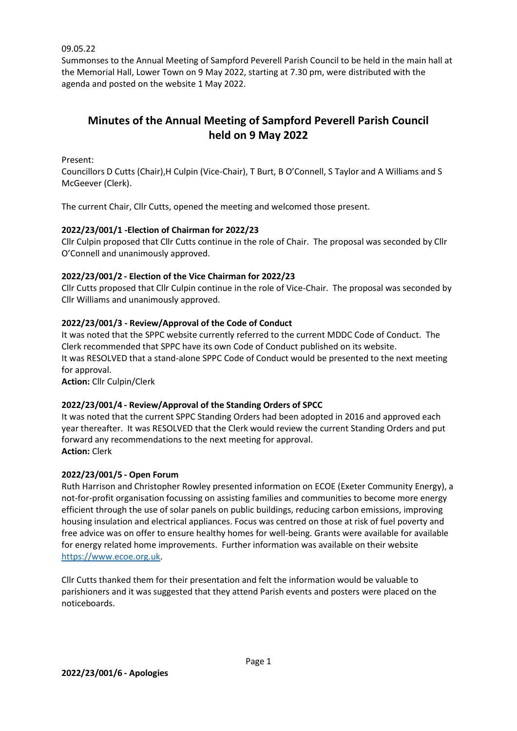09.05.22

Summonses to the Annual Meeting of Sampford Peverell Parish Council to be held in the main hall at the Memorial Hall, Lower Town on 9 May 2022, starting at 7.30 pm, were distributed with the agenda and posted on the website 1 May 2022.

# Minutes of the Annual Meeting of Sampford Peverell Parish Council held on 9 May 2022

Present:

Councillors D Cutts (Chair),H Culpin (Vice-Chair), T Burt, B O'Connell, S Taylor and A Williams and S McGeever (Clerk).

The current Chair, Cllr Cutts, opened the meeting and welcomed those present.

**2022/23/001/1 -Election of Chairman for 2022/23**

Cllr Culpin proposed that Cllr Cutts continue in the role of Chair. The proposal was seconded by Cllr O'Connell and unanimously approved.

**2022/23/001/2 - Election of the Vice Chairman for 2022/23**

Cllr Cutts proposed that Cllr Culpin continue in the role of Vice-Chair. The proposal was seconded by Cllr Williams and unanimously approved.

**2022/23/001/3 - Review/Approval of the Code of Conduct**

It was noted that the SPPC website currently referred to the current MDDC Code of Conduct. The Clerk recommended that SPPC have its own Code of Conduct published on its website.

It was RESOLVED that a stand-alone SPPC Code of Conduct would be presented to the next meeting for approval.

**Action:** Cllr Culpin/Clerk

**2022/23/001/4 - Review/Approval of the Standing Orders of SPCC**

It was noted that the current SPPC Standing Orders had been adopted in 2016 and approved each year thereafter. It was RESOLVED that the Clerk would review the current Standing Orders and put forward any recommendations to the next meeting for approval.

**Action:** Clerk

**2022/23/001/5 - Open Forum**

Ruth Harrison and Christopher Rowley presented information on ECOE (Exeter Community Energy), a not-for-profit organisation focussing on assisting families and communities to become more energy efficient through the use of solar panels on public buildings, reducing carbon emissions, improving housing insulation and electrical appliances. Focus was centred on those at risk of fuel poverty and free advice was on offer to ensure healthy homes for well-being. Grants were available for available for energy related home improvements. Further information was available on their website https://www.ecoe.org.uk.

Cllr Cutts thanked them for their presentation and felt the information would be valuable to parishioners and it was suggested that they attend Parish events and posters were placed on the noticeboards.

**2022/23/001/6 - Apologies**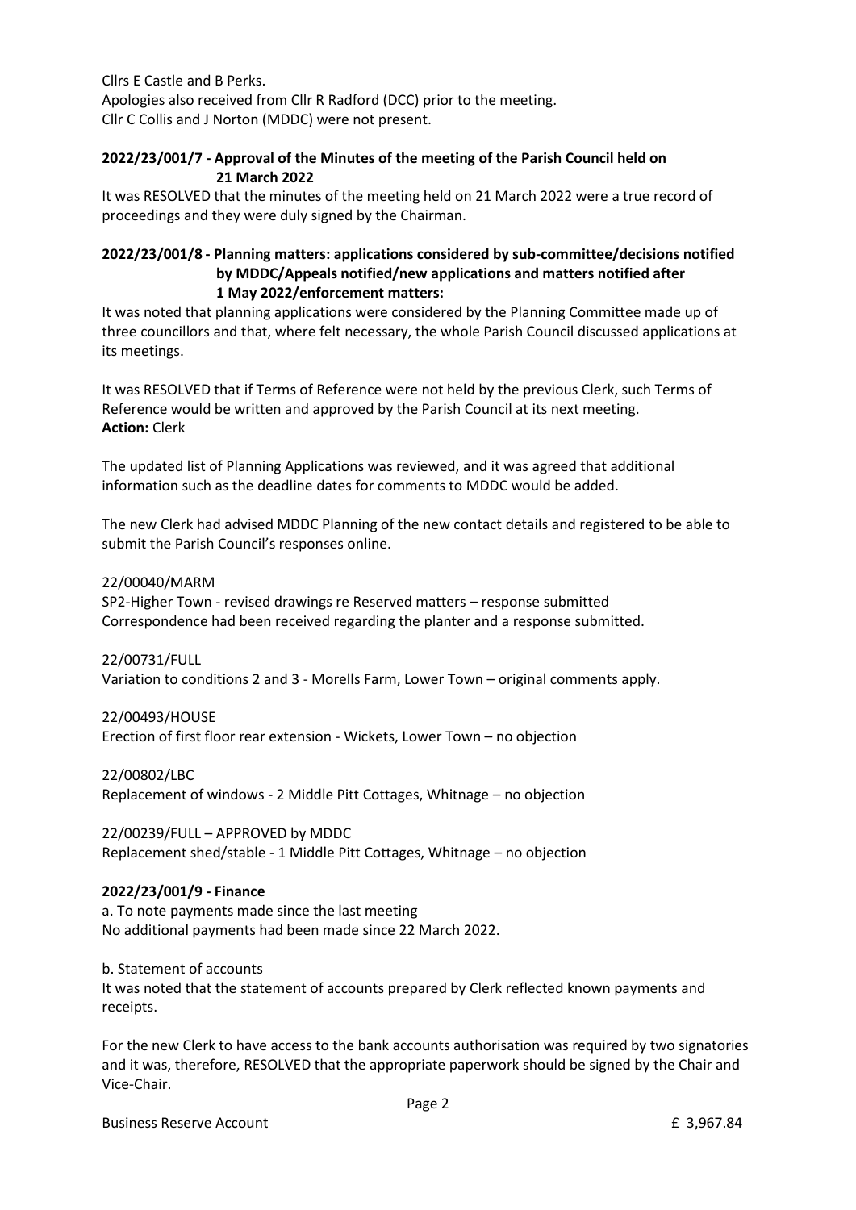Cllrs E Castle and B Perks.
Apologies also received from Cllr R Radford (DCC) prior to the meeting.
Cllr C Collis and J Norton (MDDC) were not present.

**2022/23/001/7 - Approval of the Minutes of the meeting of the Parish Council held on 21 March 2022**

It was RESOLVED that the minutes of the meeting held on 21 March 2022 were a true record of proceedings and they were duly signed by the Chairman.

**2022/23/001/8 - Planning matters: applications considered by sub-committee/decisions notified by MDDC/Appeals notified/new applications and matters notified after 1 May 2022/enforcement matters:**

It was noted that planning applications were considered by the Planning Committee made up of three councillors and that, where felt necessary, the whole Parish Council discussed applications at its meetings.

It was RESOLVED that if Terms of Reference were not held by the previous Clerk, such Terms of Reference would be written and approved by the Parish Council at its next meeting.
**Action:** Clerk

The updated list of Planning Applications was reviewed, and it was agreed that additional information such as the deadline dates for comments to MDDC would be added.

The new Clerk had advised MDDC Planning of the new contact details and registered to be able to submit the Parish Council's responses online.

22/00040/MARM
SP2-Higher Town - revised drawings re Reserved matters – response submitted
Correspondence had been received regarding the planter and a response submitted.

22/00731/FULL
Variation to conditions 2 and 3 - Morells Farm, Lower Town – original comments apply.

22/00493/HOUSE
Erection of first floor rear extension - Wickets, Lower Town – no objection

22/00802/LBC
Replacement of windows - 2 Middle Pitt Cottages, Whitnage – no objection

22/00239/FULL – APPROVED by MDDC
Replacement shed/stable - 1 Middle Pitt Cottages, Whitnage – no objection

**2022/23/001/9 - Finance**

a. To note payments made since the last meeting
No additional payments had been made since 22 March 2022.

b. Statement of accounts
It was noted that the statement of accounts prepared by Clerk reflected known payments and receipts.

For the new Clerk to have access to the bank accounts authorisation was required by two signatories and it was, therefore, RESOLVED that the appropriate paperwork should be signed by the Chair and Vice-Chair.

Business Reserve Account £ 3,967.84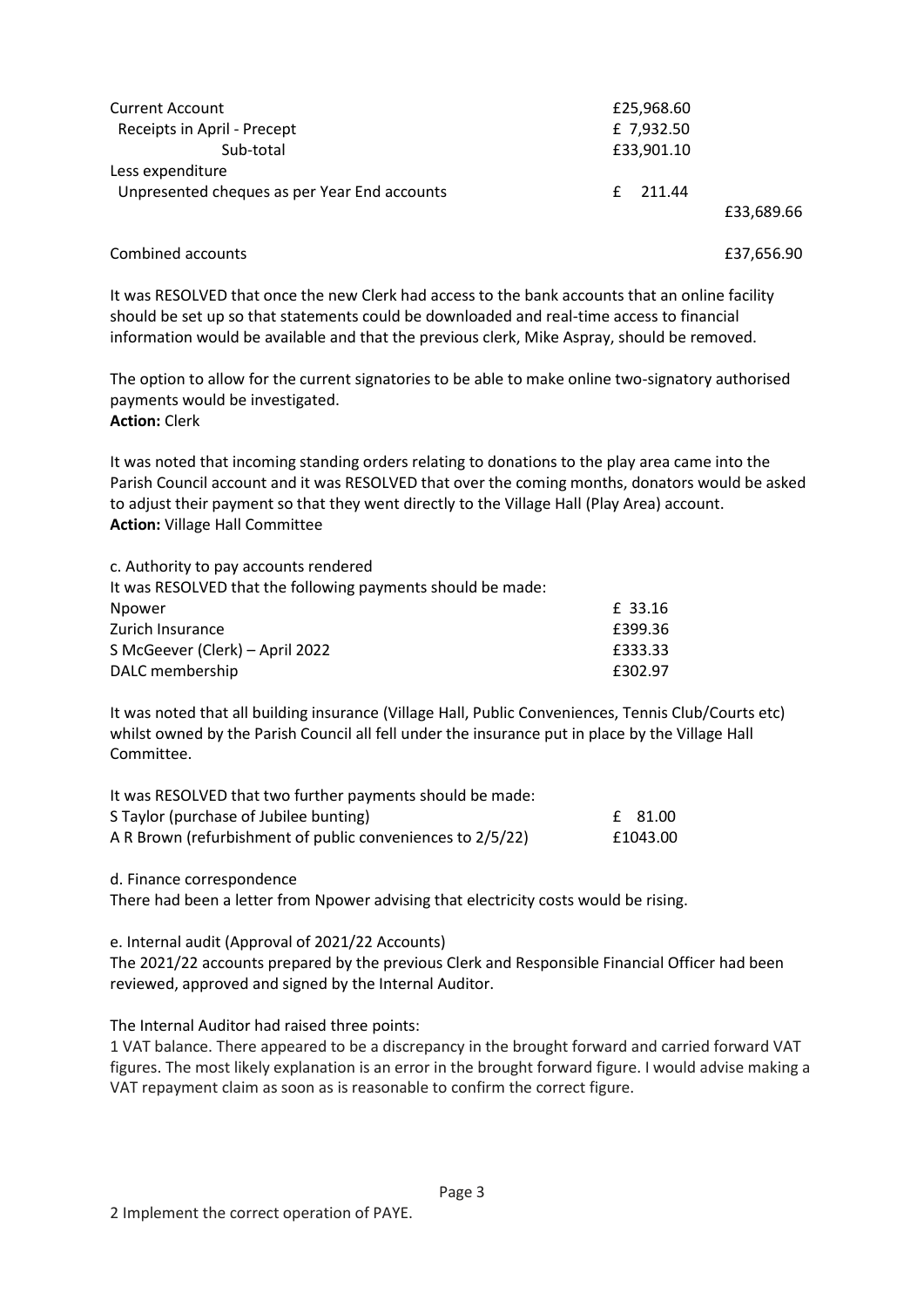| | | |
|---|---|---|
| Current Account | £25,968.60 | |
| Receipts in April - Precept | £ 7,932.50 | |
| Sub-total | £33,901.10 | |
| Less expenditure | | |
| Unpresented cheques as per Year End accounts | £ 211.44 | |
| | | £33,689.66 |
| Combined accounts | | £37,656.90 |

It was RESOLVED that once the new Clerk had access to the bank accounts that an online facility should be set up so that statements could be downloaded and real-time access to financial information would be available and that the previous clerk, Mike Aspray, should be removed.

The option to allow for the current signatories to be able to make online two-signatory authorised payments would be investigated.
**Action:** Clerk

It was noted that incoming standing orders relating to donations to the play area came into the Parish Council account and it was RESOLVED that over the coming months, donators would be asked to adjust their payment so that they went directly to the Village Hall (Play Area) account.
**Action:** Village Hall Committee

c. Authority to pay accounts rendered
It was RESOLVED that the following payments should be made:

| | |
|---|---|
| Npower | £ 33.16 |
| Zurich Insurance | £399.36 |
| S McGeever (Clerk) – April 2022 | £333.33 |
| DALC membership | £302.97 |

It was noted that all building insurance (Village Hall, Public Conveniences, Tennis Club/Courts etc) whilst owned by the Parish Council all fell under the insurance put in place by the Village Hall Committee.

It was RESOLVED that two further payments should be made:

| | |
|---|---|
| S Taylor (purchase of Jubilee bunting) | £ 81.00 |
| A R Brown (refurbishment of public conveniences to 2/5/22) | £1043.00 |

d. Finance correspondence
There had been a letter from Npower advising that electricity costs would be rising.

e. Internal audit (Approval of 2021/22 Accounts)
The 2021/22 accounts prepared by the previous Clerk and Responsible Financial Officer had been reviewed, approved and signed by the Internal Auditor.

The Internal Auditor had raised three points:
1 VAT balance. There appeared to be a discrepancy in the brought forward and carried forward VAT figures. The most likely explanation is an error in the brought forward figure. I would advise making a VAT repayment claim as soon as is reasonable to confirm the correct figure.

2 Implement the correct operation of PAYE.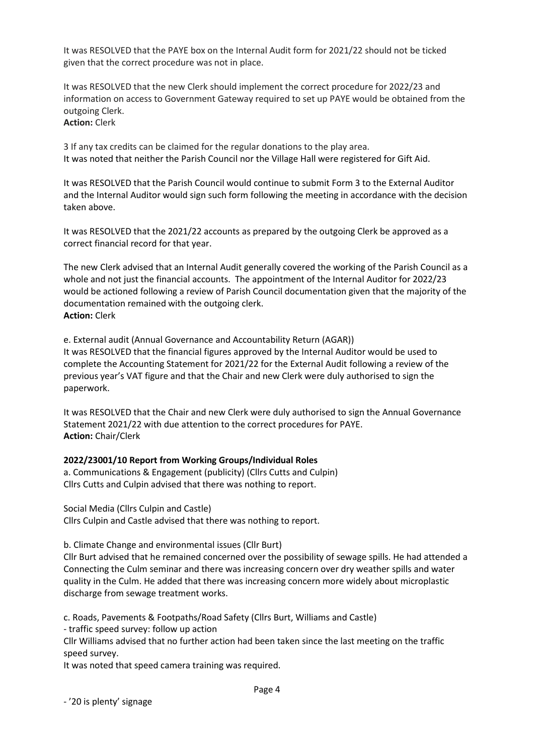It was RESOLVED that the PAYE box on the Internal Audit form for 2021/22 should not be ticked given that the correct procedure was not in place.

It was RESOLVED that the new Clerk should implement the correct procedure for 2022/23 and information on access to Government Gateway required to set up PAYE would be obtained from the outgoing Clerk.
**Action:** Clerk

3 If any tax credits can be claimed for the regular donations to the play area.
It was noted that neither the Parish Council nor the Village Hall were registered for Gift Aid.

It was RESOLVED that the Parish Council would continue to submit Form 3 to the External Auditor and the Internal Auditor would sign such form following the meeting in accordance with the decision taken above.

It was RESOLVED that the 2021/22 accounts as prepared by the outgoing Clerk be approved as a correct financial record for that year.

The new Clerk advised that an Internal Audit generally covered the working of the Parish Council as a whole and not just the financial accounts. The appointment of the Internal Auditor for 2022/23 would be actioned following a review of Parish Council documentation given that the majority of the documentation remained with the outgoing clerk.
**Action:** Clerk

e. External audit (Annual Governance and Accountability Return (AGAR))
It was RESOLVED that the financial figures approved by the Internal Auditor would be used to complete the Accounting Statement for 2021/22 for the External Audit following a review of the previous year's VAT figure and that the Chair and new Clerk were duly authorised to sign the paperwork.

It was RESOLVED that the Chair and new Clerk were duly authorised to sign the Annual Governance Statement 2021/22 with due attention to the correct procedures for PAYE.
**Action:** Chair/Clerk

**2022/23001/10 Report from Working Groups/Individual Roles**

a. Communications & Engagement (publicity) (Cllrs Cutts and Culpin)
Cllrs Cutts and Culpin advised that there was nothing to report.

Social Media (Cllrs Culpin and Castle)
Cllrs Culpin and Castle advised that there was nothing to report.

b. Climate Change and environmental issues (Cllr Burt)
Cllr Burt advised that he remained concerned over the possibility of sewage spills. He had attended a Connecting the Culm seminar and there was increasing concern over dry weather spills and water quality in the Culm. He added that there was increasing concern more widely about microplastic discharge from sewage treatment works.

c. Roads, Pavements & Footpaths/Road Safety (Cllrs Burt, Williams and Castle)
- traffic speed survey: follow up action
Cllr Williams advised that no further action had been taken since the last meeting on the traffic speed survey.
It was noted that speed camera training was required.

- '20 is plenty' signage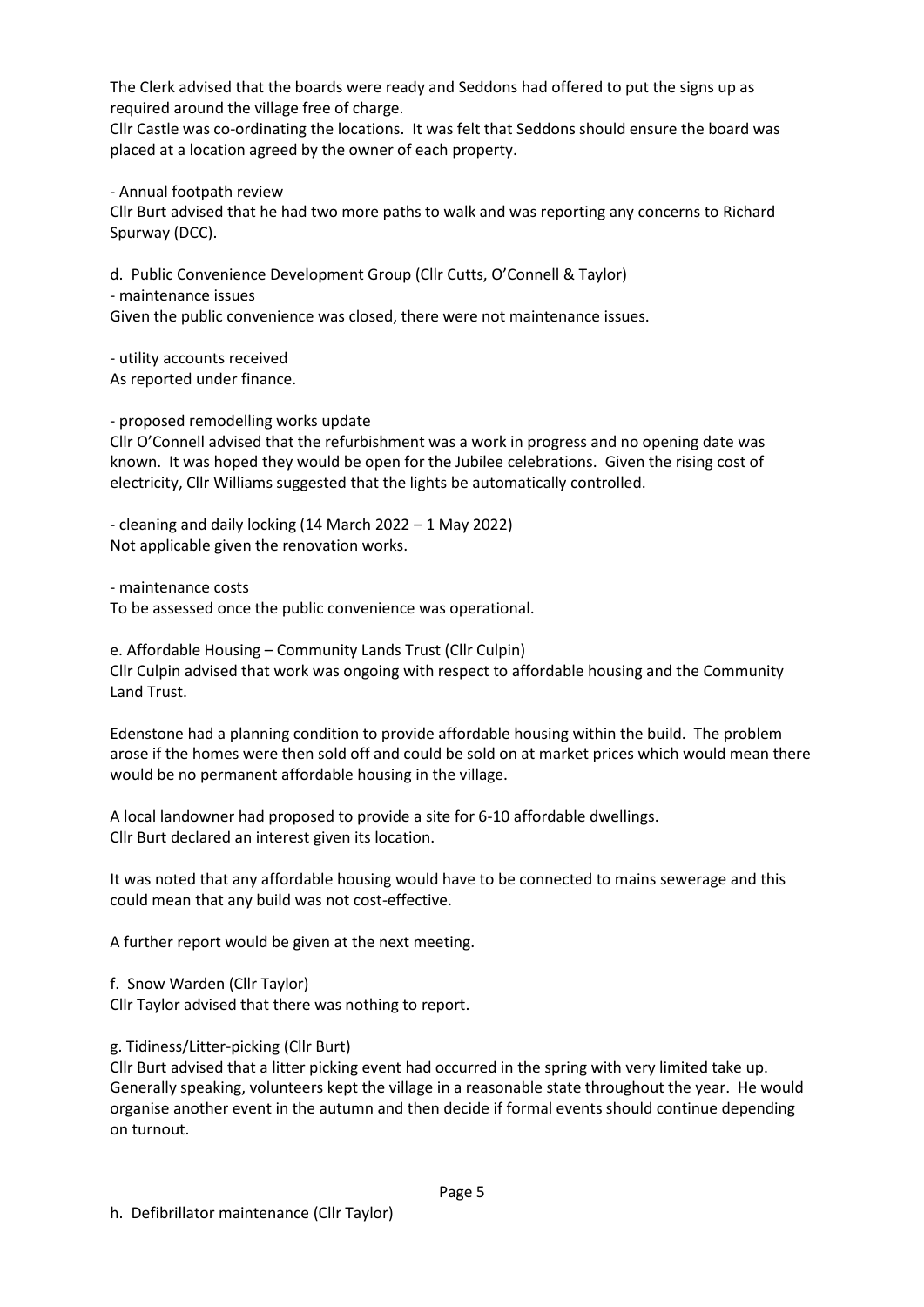The Clerk advised that the boards were ready and Seddons had offered to put the signs up as required around the village free of charge.
Cllr Castle was co-ordinating the locations. It was felt that Seddons should ensure the board was placed at a location agreed by the owner of each property.

- Annual footpath review

Cllr Burt advised that he had two more paths to walk and was reporting any concerns to Richard Spurway (DCC).

d. Public Convenience Development Group (Cllr Cutts, O'Connell & Taylor)

- maintenance issues

Given the public convenience was closed, there were not maintenance issues.

- utility accounts received

As reported under finance.

- proposed remodelling works update

Cllr O'Connell advised that the refurbishment was a work in progress and no opening date was known. It was hoped they would be open for the Jubilee celebrations. Given the rising cost of electricity, Cllr Williams suggested that the lights be automatically controlled.

- cleaning and daily locking (14 March 2022 – 1 May 2022)

Not applicable given the renovation works.

- maintenance costs

To be assessed once the public convenience was operational.

e. Affordable Housing – Community Lands Trust (Cllr Culpin)

Cllr Culpin advised that work was ongoing with respect to affordable housing and the Community Land Trust.

Edenstone had a planning condition to provide affordable housing within the build. The problem arose if the homes were then sold off and could be sold on at market prices which would mean there would be no permanent affordable housing in the village.

A local landowner had proposed to provide a site for 6-10 affordable dwellings.
Cllr Burt declared an interest given its location.

It was noted that any affordable housing would have to be connected to mains sewerage and this could mean that any build was not cost-effective.

A further report would be given at the next meeting.

f. Snow Warden (Cllr Taylor)

Cllr Taylor advised that there was nothing to report.

g. Tidiness/Litter-picking (Cllr Burt)

Cllr Burt advised that a litter picking event had occurred in the spring with very limited take up. Generally speaking, volunteers kept the village in a reasonable state throughout the year. He would organise another event in the autumn and then decide if formal events should continue depending on turnout.

h. Defibrillator maintenance (Cllr Taylor)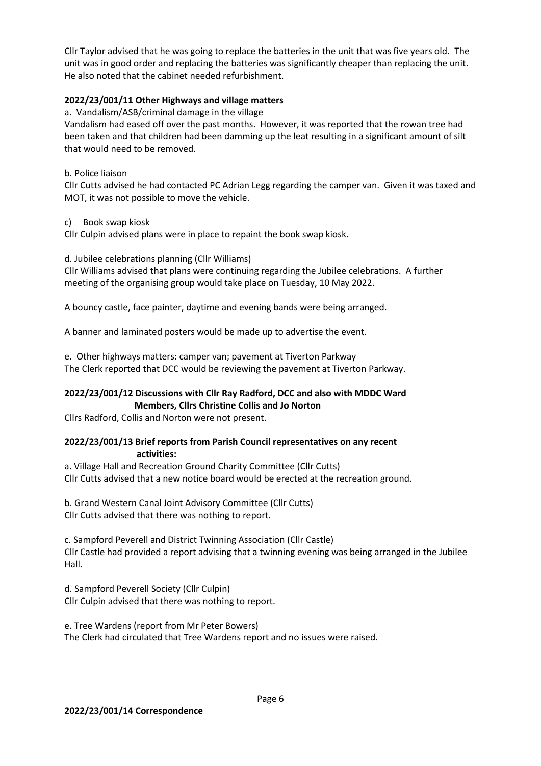Cllr Taylor advised that he was going to replace the batteries in the unit that was five years old. The unit was in good order and replacing the batteries was significantly cheaper than replacing the unit. He also noted that the cabinet needed refurbishment.

**2022/23/001/11 Other Highways and village matters**

a. Vandalism/ASB/criminal damage in the village

Vandalism had eased off over the past months. However, it was reported that the rowan tree had been taken and that children had been damming up the leat resulting in a significant amount of silt that would need to be removed.

b. Police liaison

Cllr Cutts advised he had contacted PC Adrian Legg regarding the camper van. Given it was taxed and MOT, it was not possible to move the vehicle.

c) Book swap kiosk

Cllr Culpin advised plans were in place to repaint the book swap kiosk.

d. Jubilee celebrations planning (Cllr Williams)

Cllr Williams advised that plans were continuing regarding the Jubilee celebrations. A further meeting of the organising group would take place on Tuesday, 10 May 2022.

A bouncy castle, face painter, daytime and evening bands were being arranged.

A banner and laminated posters would be made up to advertise the event.

e. Other highways matters: camper van; pavement at Tiverton Parkway

The Clerk reported that DCC would be reviewing the pavement at Tiverton Parkway.

**2022/23/001/12 Discussions with Cllr Ray Radford, DCC and also with MDDC Ward Members, Cllrs Christine Collis and Jo Norton**

Cllrs Radford, Collis and Norton were not present.

**2022/23/001/13 Brief reports from Parish Council representatives on any recent activities:**

a. Village Hall and Recreation Ground Charity Committee (Cllr Cutts)

Cllr Cutts advised that a new notice board would be erected at the recreation ground.

b. Grand Western Canal Joint Advisory Committee (Cllr Cutts)

Cllr Cutts advised that there was nothing to report.

c. Sampford Peverell and District Twinning Association (Cllr Castle)

Cllr Castle had provided a report advising that a twinning evening was being arranged in the Jubilee Hall.

d. Sampford Peverell Society (Cllr Culpin)

Cllr Culpin advised that there was nothing to report.

e. Tree Wardens (report from Mr Peter Bowers)

The Clerk had circulated that Tree Wardens report and no issues were raised.

**2022/23/001/14 Correspondence**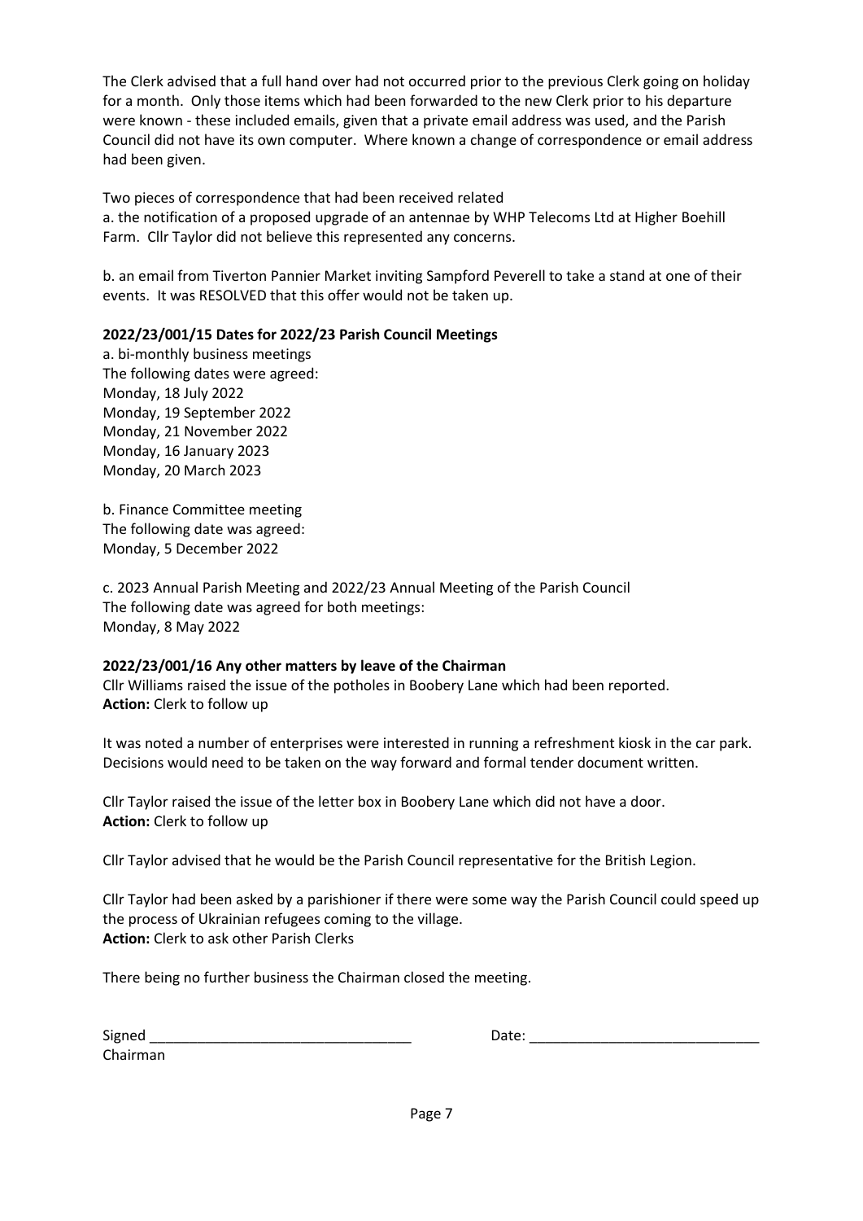The Clerk advised that a full hand over had not occurred prior to the previous Clerk going on holiday for a month. Only those items which had been forwarded to the new Clerk prior to his departure were known - these included emails, given that a private email address was used, and the Parish Council did not have its own computer. Where known a change of correspondence or email address had been given.

Two pieces of correspondence that had been received related

a. the notification of a proposed upgrade of an antennae by WHP Telecoms Ltd at Higher Boehill Farm. Cllr Taylor did not believe this represented any concerns.

b. an email from Tiverton Pannier Market inviting Sampford Peverell to take a stand at one of their events. It was RESOLVED that this offer would not be taken up.

**2022/23/001/15 Dates for 2022/23 Parish Council Meetings**

a. bi-monthly business meetings
The following dates were agreed:
Monday, 18 July 2022
Monday, 19 September 2022
Monday, 21 November 2022
Monday, 16 January 2023
Monday, 20 March 2023

b. Finance Committee meeting
The following date was agreed:
Monday, 5 December 2022

c. 2023 Annual Parish Meeting and 2022/23 Annual Meeting of the Parish Council
The following date was agreed for both meetings:
Monday, 8 May 2022

**2022/23/001/16 Any other matters by leave of the Chairman**

Cllr Williams raised the issue of the potholes in Boobery Lane which had been reported.
**Action:** Clerk to follow up

It was noted a number of enterprises were interested in running a refreshment kiosk in the car park. Decisions would need to be taken on the way forward and formal tender document written.

Cllr Taylor raised the issue of the letter box in Boobery Lane which did not have a door.
**Action:** Clerk to follow up

Cllr Taylor advised that he would be the Parish Council representative for the British Legion.

Cllr Taylor had been asked by a parishioner if there were some way the Parish Council could speed up the process of Ukrainian refugees coming to the village.
**Action:** Clerk to ask other Parish Clerks

There being no further business the Chairman closed the meeting.

Signed ________________________________ Date: ____________________________
Chairman